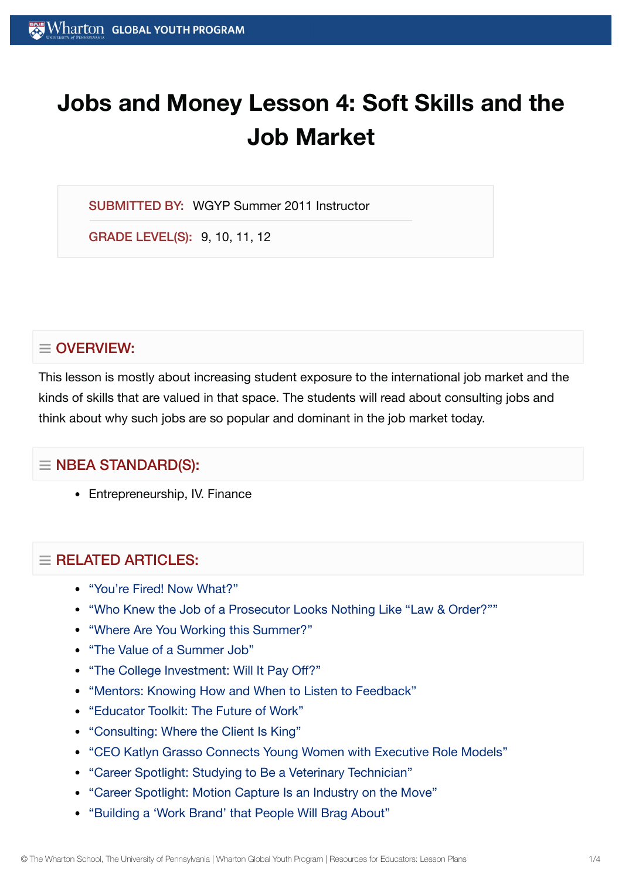# Jobs and Money Lesson 4: Soft Skills and the Job Market

**SUBMITTED BY:** WGYP Summer 2011 Instructor

**GRADE LEVEL(S):** 9, 10, 11, 12

## OVERVIEW:

This lesson is mostly about increasing student exposure to the international job market and the kinds of skills that are valued in that space. The students will read about consulting jobs and think about why such jobs are so popular and dominant in the job market today.

## NBEA STANDARD(S):

- Entrepreneurship, IV. Finance

## RELATED ARTICLES:

- "You're Fired! Now What?"
- "Who Knew the Job of a Prosecutor Looks Nothing Like "Law & Order?""
- "Where Are You Working this Summer?"
- "The Value of a Summer Job"
- "The College Investment: Will It Pay Off?"
- "Mentors: Knowing How and When to Listen to Feedback"
- "Educator Toolkit: The Future of Work"
- "Consulting: Where the Client Is King"
- "CEO Katlyn Grasso Connects Young Women with Executive Role Models"
- "Career Spotlight: Studying to Be a Veterinary Technician"
- "Career Spotlight: Motion Capture Is an Industry on the Move"
- "Building a 'Work Brand' that People Will Brag About"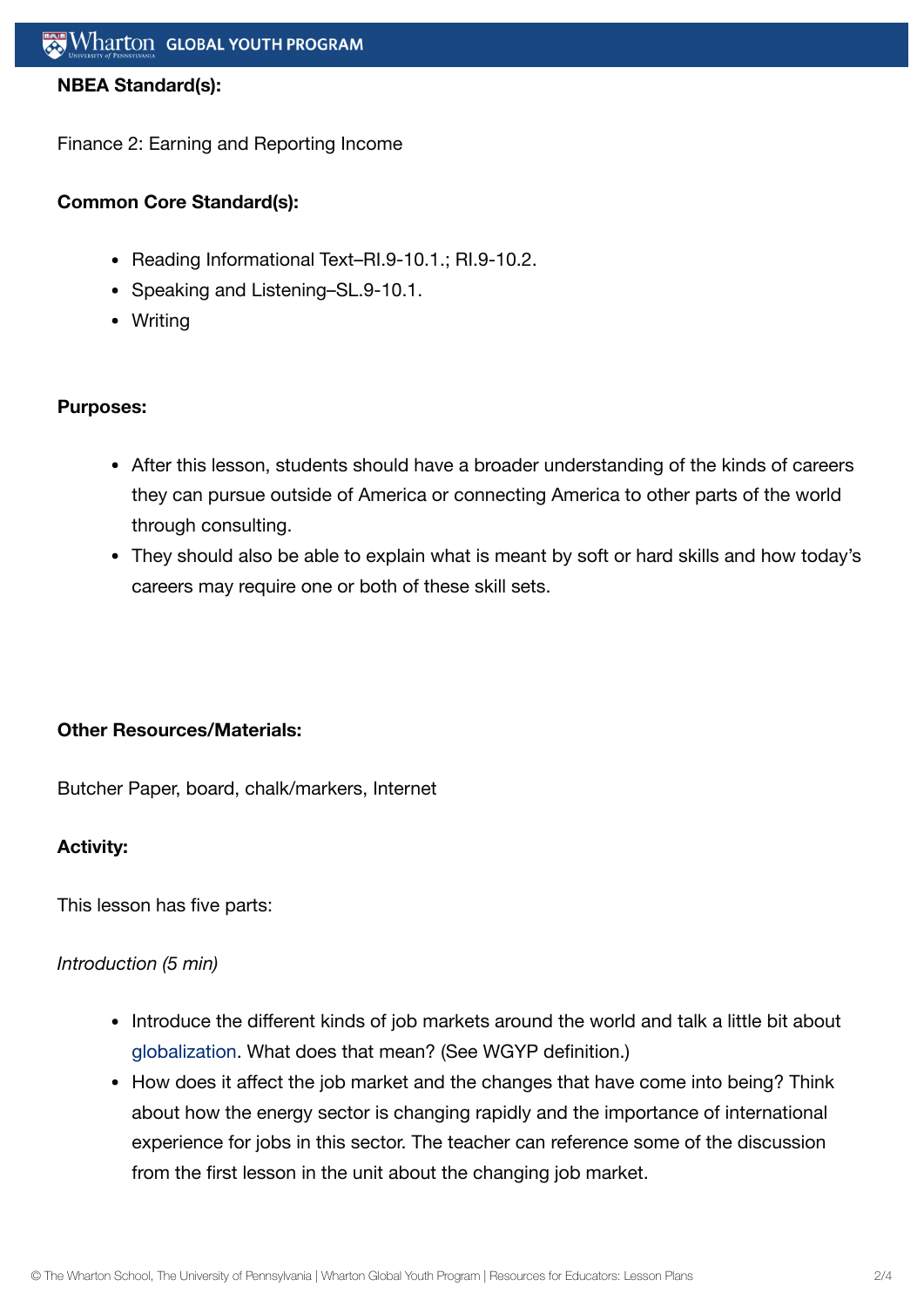**NBEA Standard(s):**

Finance 2: Earning and Reporting Income

**Common Core Standard(s):**

- Reading Informational Text–RI.9-10.1.; RI.9-10.2.
- Speaking and Listening–SL.9-10.1.
- Writing

**Purposes:**

- After this lesson, students should have a broader understanding of the kinds of careers they can pursue outside of America or connecting America to other parts of the world through consulting.
- They should also be able to explain what is meant by soft or hard skills and how today's careers may require one or both of these skill sets.

**Other Resources/Materials:**

Butcher Paper, board, chalk/markers, Internet

**Activity:**

This lesson has five parts:

*Introduction (5 min)*

- Introduce the different kinds of job markets around the world and talk a little bit about globalization. What does that mean? (See WGYP definition.)
- How does it affect the job market and the changes that have come into being? Think about how the energy sector is changing rapidly and the importance of international experience for jobs in this sector. The teacher can reference some of the discussion from the first lesson in the unit about the changing job market.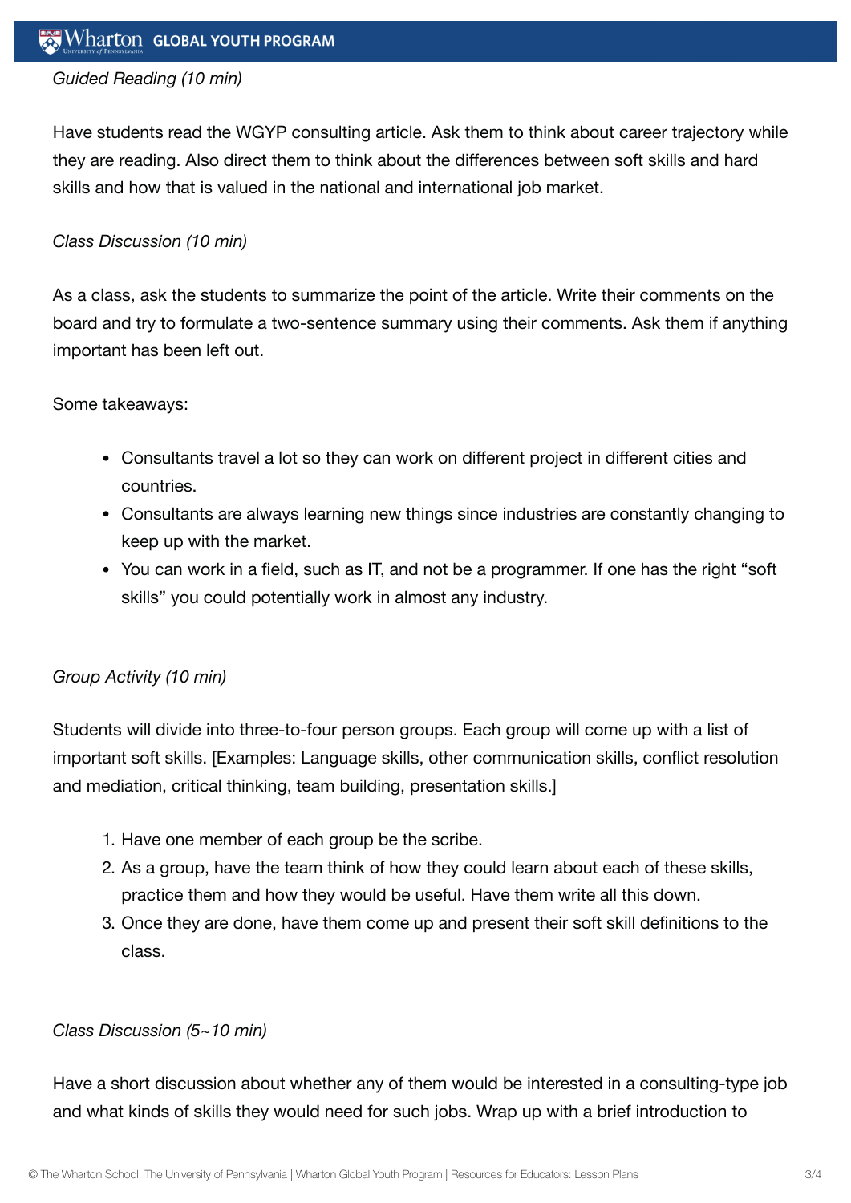*Guided Reading (10 min)*

Have students read the WGYP consulting article. Ask them to think about career trajectory while they are reading. Also direct them to think about the differences between soft skills and hard skills and how that is valued in the national and international job market.

*Class Discussion (10 min)*

As a class, ask the students to summarize the point of the article. Write their comments on the board and try to formulate a two-sentence summary using their comments. Ask them if anything important has been left out.

Some takeaways:

- Consultants travel a lot so they can work on different project in different cities and countries.
- Consultants are always learning new things since industries are constantly changing to keep up with the market.
- You can work in a field, such as IT, and not be a programmer. If one has the right "soft skills" you could potentially work in almost any industry.

*Group Activity (10 min)*

Students will divide into three-to-four person groups. Each group will come up with a list of important soft skills. [Examples: Language skills, other communication skills, conflict resolution and mediation, critical thinking, team building, presentation skills.]

1. Have one member of each group be the scribe.
2. As a group, have the team think of how they could learn about each of these skills, practice them and how they would be useful. Have them write all this down.
3. Once they are done, have them come up and present their soft skill definitions to the class.

*Class Discussion (5~10 min)*

Have a short discussion about whether any of them would be interested in a consulting-type job and what kinds of skills they would need for such jobs. Wrap up with a brief introduction to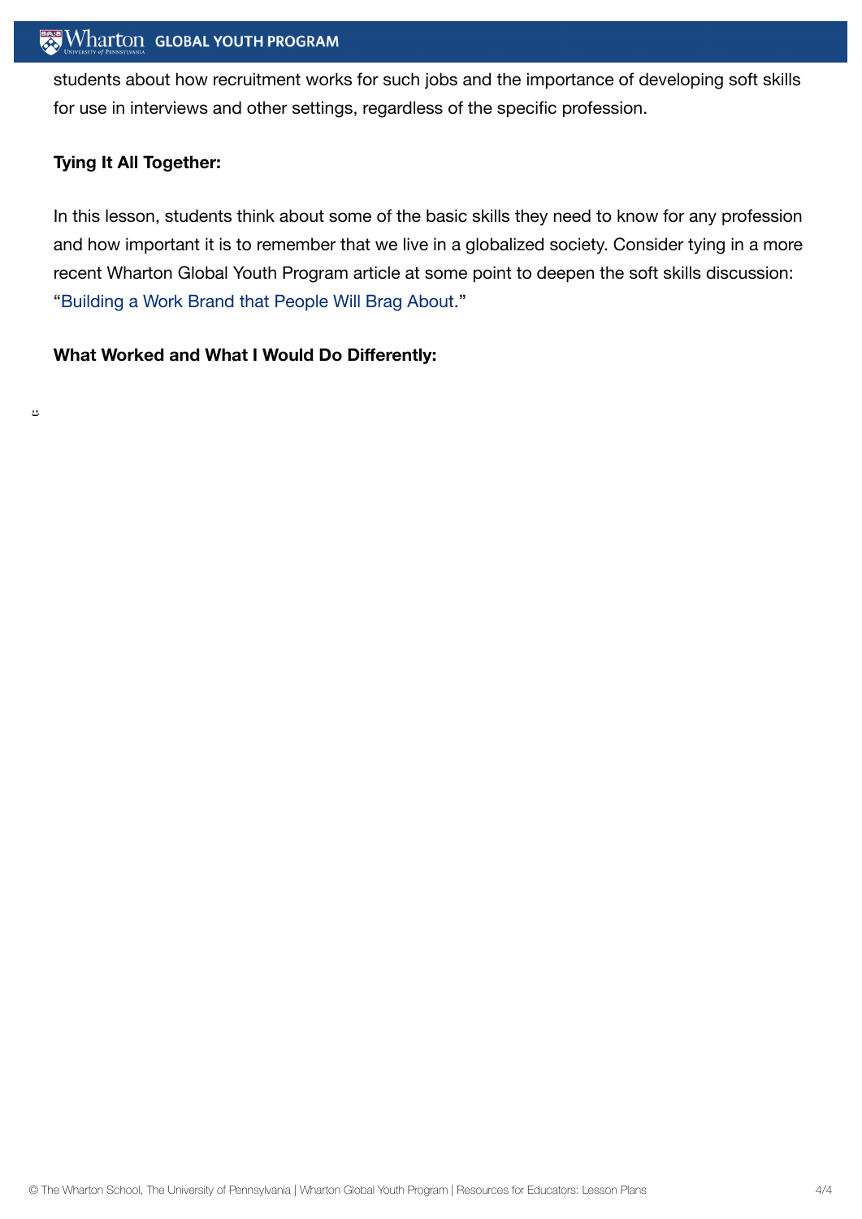students about how recruitment works for such jobs and the importance of developing soft skills for use in interviews and other settings, regardless of the specific profession.

**Tying It All Together:**

In this lesson, students think about some of the basic skills they need to know for any profession and how important it is to remember that we live in a globalized society. Consider tying in a more recent Wharton Global Youth Program article at some point to deepen the soft skills discussion: "Building a Work Brand that People Will Brag About."

**What Worked and What I Would Do Differently:**